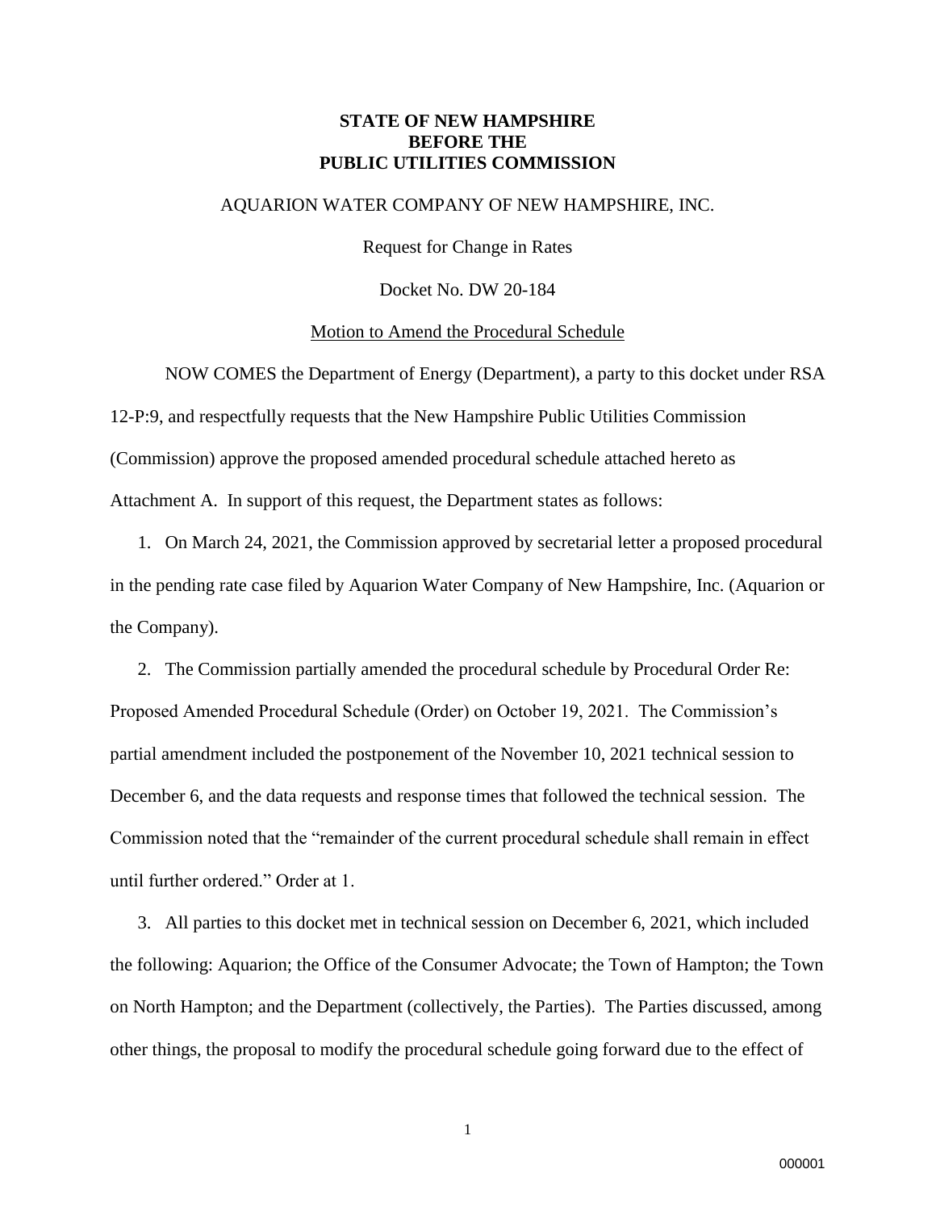**STATE OF NEW HAMPSHIRE**
**BEFORE THE**
**PUBLIC UTILITIES COMMISSION**

AQUARION WATER COMPANY OF NEW HAMPSHIRE, INC.

Request for Change in Rates

Docket No. DW 20-184

Motion to Amend the Procedural Schedule

NOW COMES the Department of Energy (Department), a party to this docket under RSA 12-P:9, and respectfully requests that the New Hampshire Public Utilities Commission (Commission) approve the proposed amended procedural schedule attached hereto as Attachment A. In support of this request, the Department states as follows:

1. On March 24, 2021, the Commission approved by secretarial letter a proposed procedural in the pending rate case filed by Aquarion Water Company of New Hampshire, Inc. (Aquarion or the Company).

2. The Commission partially amended the procedural schedule by Procedural Order Re: Proposed Amended Procedural Schedule (Order) on October 19, 2021. The Commission's partial amendment included the postponement of the November 10, 2021 technical session to December 6, and the data requests and response times that followed the technical session. The Commission noted that the "remainder of the current procedural schedule shall remain in effect until further ordered." Order at 1.

3. All parties to this docket met in technical session on December 6, 2021, which included the following: Aquarion; the Office of the Consumer Advocate; the Town of Hampton; the Town on North Hampton; and the Department (collectively, the Parties). The Parties discussed, among other things, the proposal to modify the procedural schedule going forward due to the effect of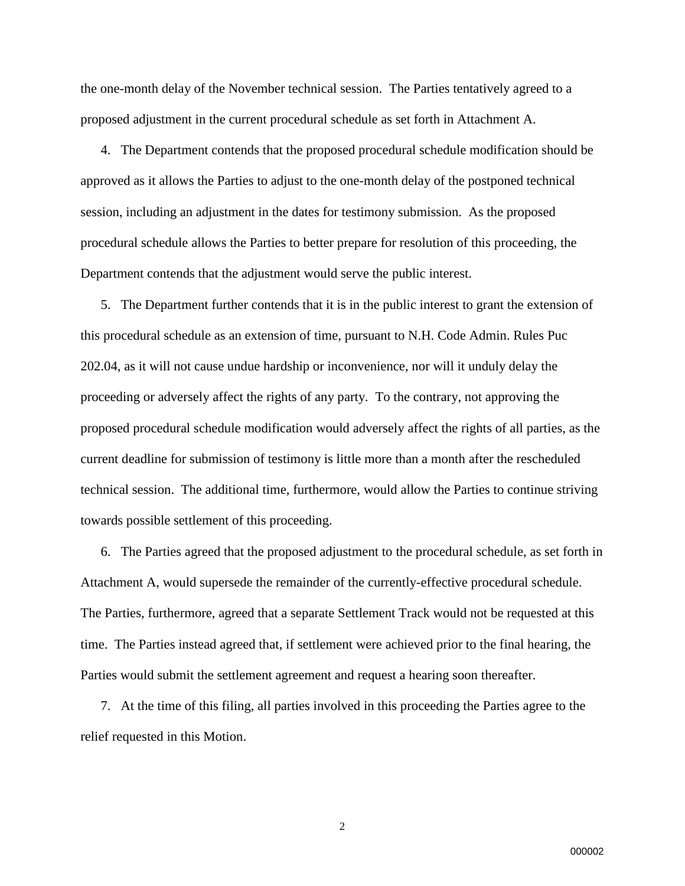the one-month delay of the November technical session. The Parties tentatively agreed to a proposed adjustment in the current procedural schedule as set forth in Attachment A.

4. The Department contends that the proposed procedural schedule modification should be approved as it allows the Parties to adjust to the one-month delay of the postponed technical session, including an adjustment in the dates for testimony submission. As the proposed procedural schedule allows the Parties to better prepare for resolution of this proceeding, the Department contends that the adjustment would serve the public interest.

5. The Department further contends that it is in the public interest to grant the extension of this procedural schedule as an extension of time, pursuant to N.H. Code Admin. Rules Puc 202.04, as it will not cause undue hardship or inconvenience, nor will it unduly delay the proceeding or adversely affect the rights of any party. To the contrary, not approving the proposed procedural schedule modification would adversely affect the rights of all parties, as the current deadline for submission of testimony is little more than a month after the rescheduled technical session. The additional time, furthermore, would allow the Parties to continue striving towards possible settlement of this proceeding.

6. The Parties agreed that the proposed adjustment to the procedural schedule, as set forth in Attachment A, would supersede the remainder of the currently-effective procedural schedule. The Parties, furthermore, agreed that a separate Settlement Track would not be requested at this time. The Parties instead agreed that, if settlement were achieved prior to the final hearing, the Parties would submit the settlement agreement and request a hearing soon thereafter.

7. At the time of this filing, all parties involved in this proceeding the Parties agree to the relief requested in this Motion.

000002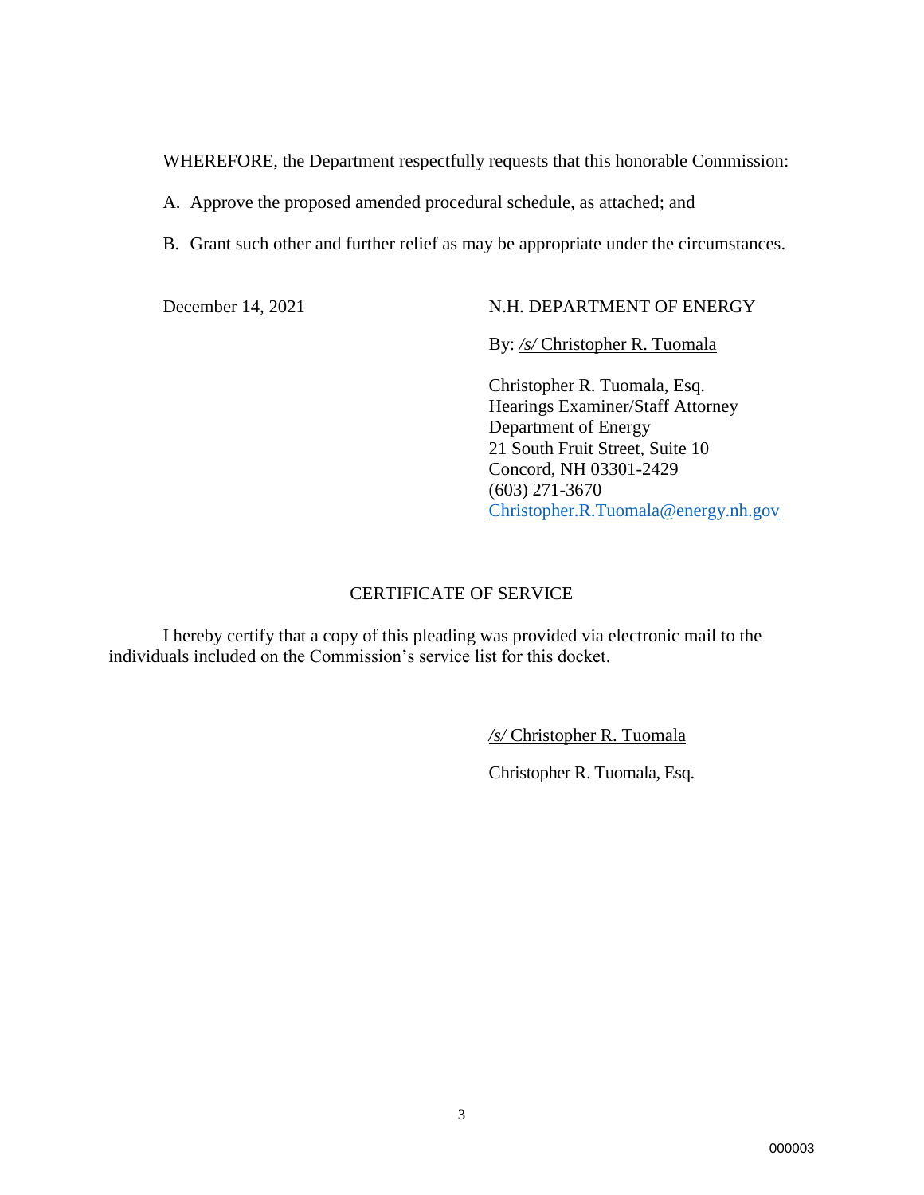WHEREFORE, the Department respectfully requests that this honorable Commission:

A. Approve the proposed amended procedural schedule, as attached; and

B. Grant such other and further relief as may be appropriate under the circumstances.

December 14, 2021

N.H. DEPARTMENT OF ENERGY

By: */s/* Christopher R. Tuomala

Christopher R. Tuomala, Esq.
Hearings Examiner/Staff Attorney
Department of Energy
21 South Fruit Street, Suite 10
Concord, NH 03301-2429
(603) 271-3670
Christopher.R.Tuomala@energy.nh.gov

## CERTIFICATE OF SERVICE

I hereby certify that a copy of this pleading was provided via electronic mail to the individuals included on the Commission's service list for this docket.

*/s/* Christopher R. Tuomala

Christopher R. Tuomala, Esq.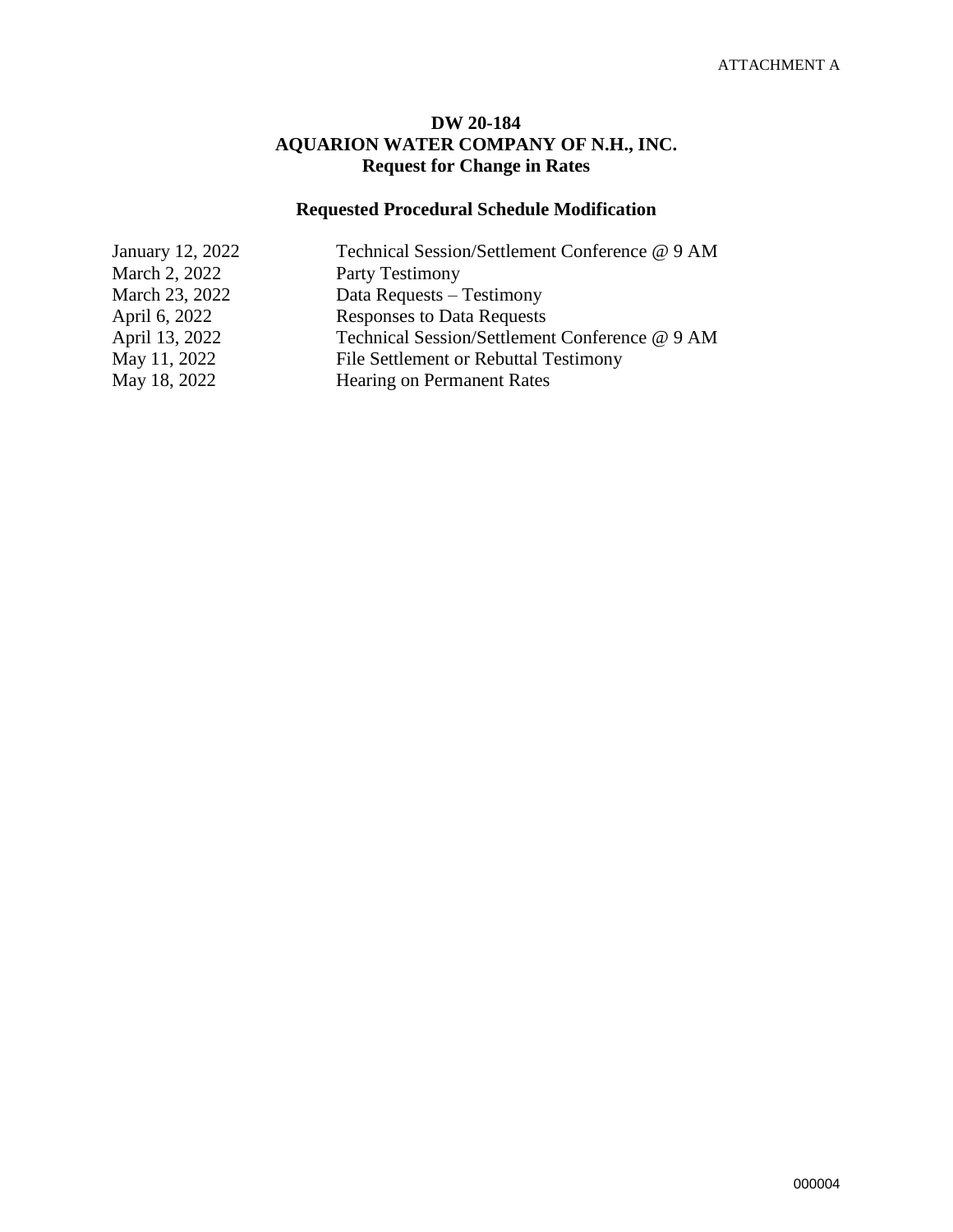ATTACHMENT A

**DW 20-184**
**AQUARION WATER COMPANY OF N.H., INC.**
**Request for Change in Rates**

**Requested Procedural Schedule Modification**

| | |
|---|---|
| January 12, 2022 | Technical Session/Settlement Conference @ 9 AM |
| March 2, 2022 | Party Testimony |
| March 23, 2022 | Data Requests – Testimony |
| April 6, 2022 | Responses to Data Requests |
| April 13, 2022 | Technical Session/Settlement Conference @ 9 AM |
| May 11, 2022 | File Settlement or Rebuttal Testimony |
| May 18, 2022 | Hearing on Permanent Rates |